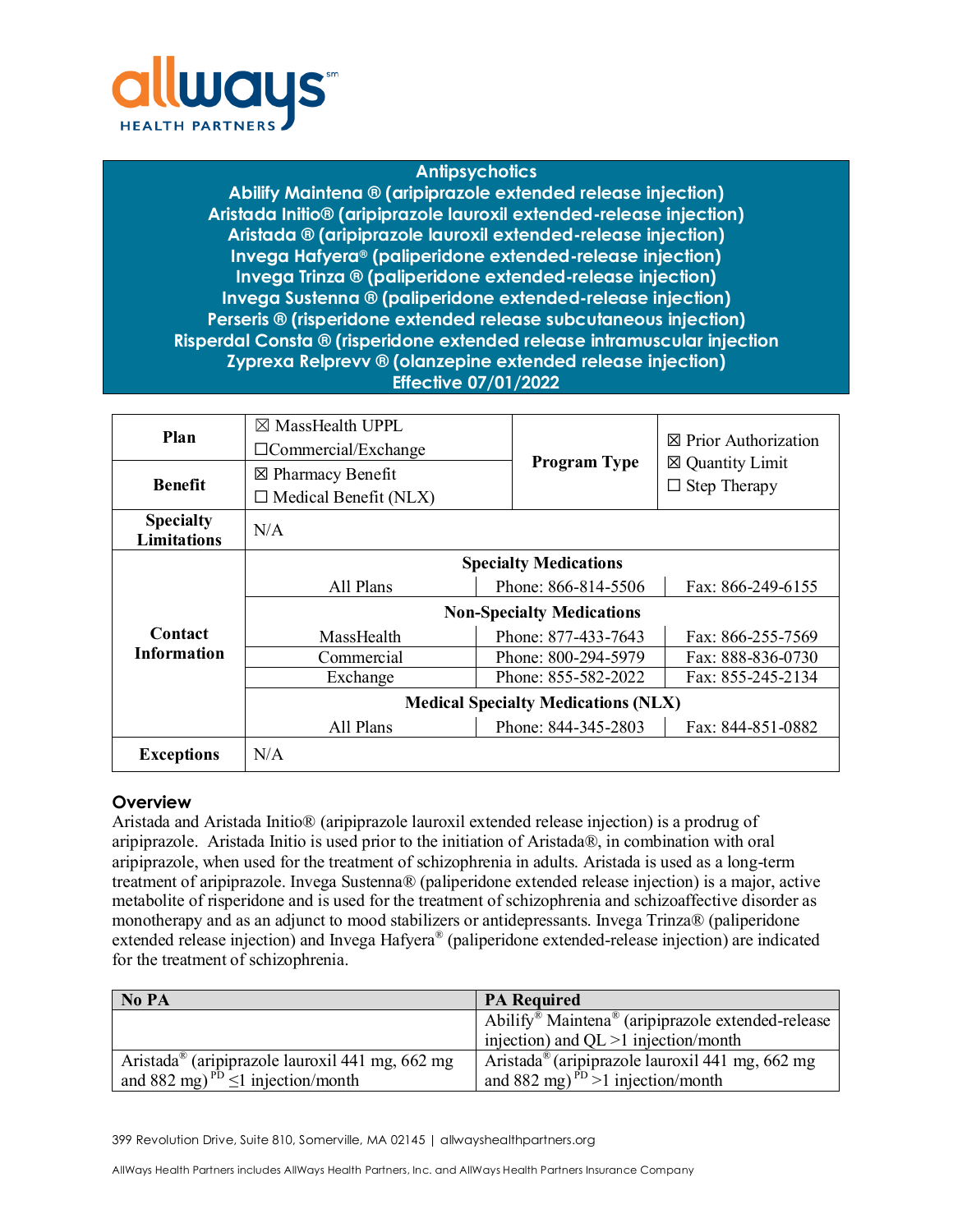allways HEALTH PARTNERS

# Antipsychotics
## Abilify Maintena ® (aripiprazole extended release injection)
## Aristada Initio® (aripiprazole lauroxil extended-release injection)
## Aristada ® (aripiprazole lauroxil extended-release injection)
## Invega Hafyera® (paliperidone extended-release injection)
## Invega Trinza ® (paliperidone extended-release injection)
## Invega Sustenna ® (paliperidone extended-release injection)
## Perseris ® (risperidone extended release subcutaneous injection)
## Risperdal Consta ® (risperidone extended release intramuscular injection
## Zyprexa Relprevv ® (olanzepine extended release injection)
## Effective 07/01/2022

| **Plan** | ☒ MassHealth UPPL<br>☐Commercial/Exchange | **Program Type** | ☒ Prior Authorization<br>☒ Quantity Limit<br>☐ Step Therapy |
|---|---|---|---|
| **Benefit** | ☒ Pharmacy Benefit<br>☐ Medical Benefit (NLX) | | |
| **Specialty Limitations** | N/A | | |
| **Contact Information** | **Specialty Medications** | | |
| | All Plans | Phone: 866-814-5506 | Fax: 866-249-6155 |
| | **Non-Specialty Medications** | | |
| | MassHealth | Phone: 877-433-7643 | Fax: 866-255-7569 |
| | Commercial | Phone: 800-294-5979 | Fax: 888-836-0730 |
| | Exchange | Phone: 855-582-2022 | Fax: 855-245-2134 |
| | **Medical Specialty Medications (NLX)** | | |
| | All Plans | Phone: 844-345-2803 | Fax: 844-851-0882 |
| **Exceptions** | N/A | | |

## Overview

Aristada and Aristada Initio® (aripiprazole lauroxil extended release injection) is a prodrug of aripiprazole. Aristada Initio is used prior to the initiation of Aristada®, in combination with oral aripiprazole, when used for the treatment of schizophrenia in adults. Aristada is used as a long-term treatment of aripiprazole. Invega Sustenna® (paliperidone extended release injection) is a major, active metabolite of risperidone and is used for the treatment of schizophrenia and schizoaffective disorder as monotherapy and as an adjunct to mood stabilizers or antidepressants. Invega Trinza® (paliperidone extended release injection) and Invega Hafyera® (paliperidone extended-release injection) are indicated for the treatment of schizophrenia.

| **No PA** | **PA Required** |
|---|---|
| | Abilify® Maintena® (aripiprazole extended-release injection) and QL >1 injection/month |
| Aristada® (aripiprazole lauroxil 441 mg, 662 mg and 882 mg) PD ≤1 injection/month | Aristada® (aripiprazole lauroxil 441 mg, 662 mg and 882 mg) PD >1 injection/month |

399 Revolution Drive, Suite 810, Somerville, MA 02145 | allwayshealthpartners.org

AllWays Health Partners includes AllWays Health Partners, Inc. and AllWays Health Partners Insurance Company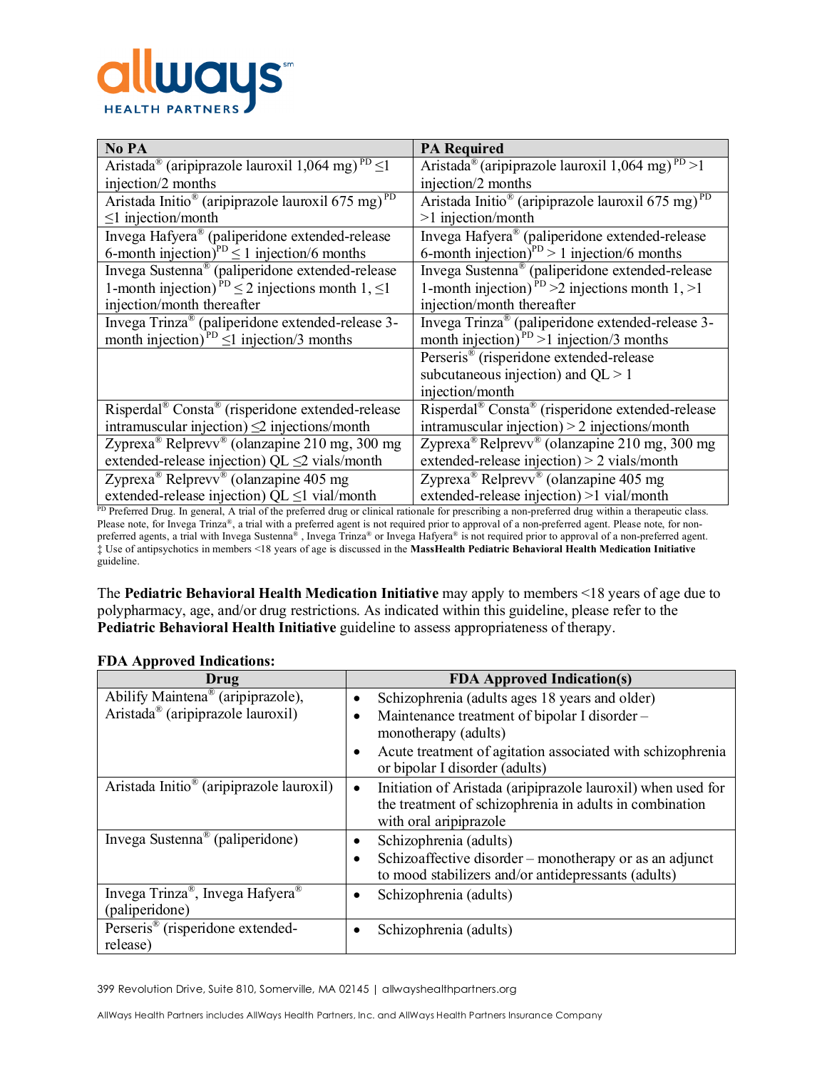| No PA | PA Required |
|---|---|
| Aristada® (aripiprazole lauroxil 1,064 mg) [PD] ≤1 injection/2 months | Aristada® (aripiprazole lauroxil 1,064 mg) [PD] >1 injection/2 months |
| Aristada Initio® (aripiprazole lauroxil 675 mg) [PD] ≤1 injection/month | Aristada Initio® (aripiprazole lauroxil 675 mg) [PD] >1 injection/month |
| Invega Hafyera® (paliperidone extended-release 6-month injection)[PD] ≤ 1 injection/6 months | Invega Hafyera® (paliperidone extended-release 6-month injection)[PD] > 1 injection/6 months |
| Invega Sustenna® (paliperidone extended-release 1-month injection) [PD] ≤ 2 injections month 1, ≤1 injection/month thereafter | Invega Sustenna® (paliperidone extended-release 1-month injection) [PD] >2 injections month 1, >1 injection/month thereafter |
| Invega Trinza® (paliperidone extended-release 3-month injection) [PD] ≤1 injection/3 months | Invega Trinza® (paliperidone extended-release 3-month injection) [PD] >1 injection/3 months |
| | Perseris® (risperidone extended-release subcutaneous injection) and QL > 1 injection/month |
| Risperdal® Consta® (risperidone extended-release intramuscular injection) ≤2 injections/month | Risperdal® Consta® (risperidone extended-release intramuscular injection) > 2 injections/month |
| Zyprexa® Relprevv® (olanzapine 210 mg, 300 mg extended-release injection) QL ≤2 vials/month | Zyprexa® Relprevv® (olanzapine 210 mg, 300 mg extended-release injection) > 2 vials/month |
| Zyprexa® Relprevv® (olanzapine 405 mg extended-release injection) QL ≤1 vial/month | Zyprexa® Relprevv® (olanzapine 405 mg extended-release injection) >1 vial/month |

[PD] Preferred Drug. In general, A trial of the preferred drug or clinical rationale for prescribing a non-preferred drug within a therapeutic class. Please note, for Invega Trinza®, a trial with a preferred agent is not required prior to approval of a non-preferred agent. Please note, for non-preferred agents, a trial with Invega Sustenna® , Invega Trinza® or Invega Hafyera® is not required prior to approval of a non-preferred agent.
‡ Use of antipsychotics in members <18 years of age is discussed in the **MassHealth Pediatric Behavioral Health Medication Initiative** guideline.

The **Pediatric Behavioral Health Medication Initiative** may apply to members <18 years of age due to polypharmacy, age, and/or drug restrictions. As indicated within this guideline, please refer to the **Pediatric Behavioral Health Initiative** guideline to assess appropriateness of therapy.

**FDA Approved Indications:**

| Drug | FDA Approved Indication(s) |
|---|---|
| Abilify Maintena® (aripiprazole), Aristada® (aripiprazole lauroxil) | • Schizophrenia (adults ages 18 years and older)<br>• Maintenance treatment of bipolar I disorder – monotherapy (adults)<br>• Acute treatment of agitation associated with schizophrenia or bipolar I disorder (adults) |
| Aristada Initio® (aripiprazole lauroxil) | • Initiation of Aristada (aripiprazole lauroxil) when used for the treatment of schizophrenia in adults in combination with oral aripiprazole |
| Invega Sustenna® (paliperidone) | • Schizophrenia (adults)<br>• Schizoaffective disorder – monotherapy or as an adjunct to mood stabilizers and/or antidepressants (adults) |
| Invega Trinza®, Invega Hafyera® (paliperidone) | • Schizophrenia (adults) |
| Perseris® (risperidone extended-release) | • Schizophrenia (adults) |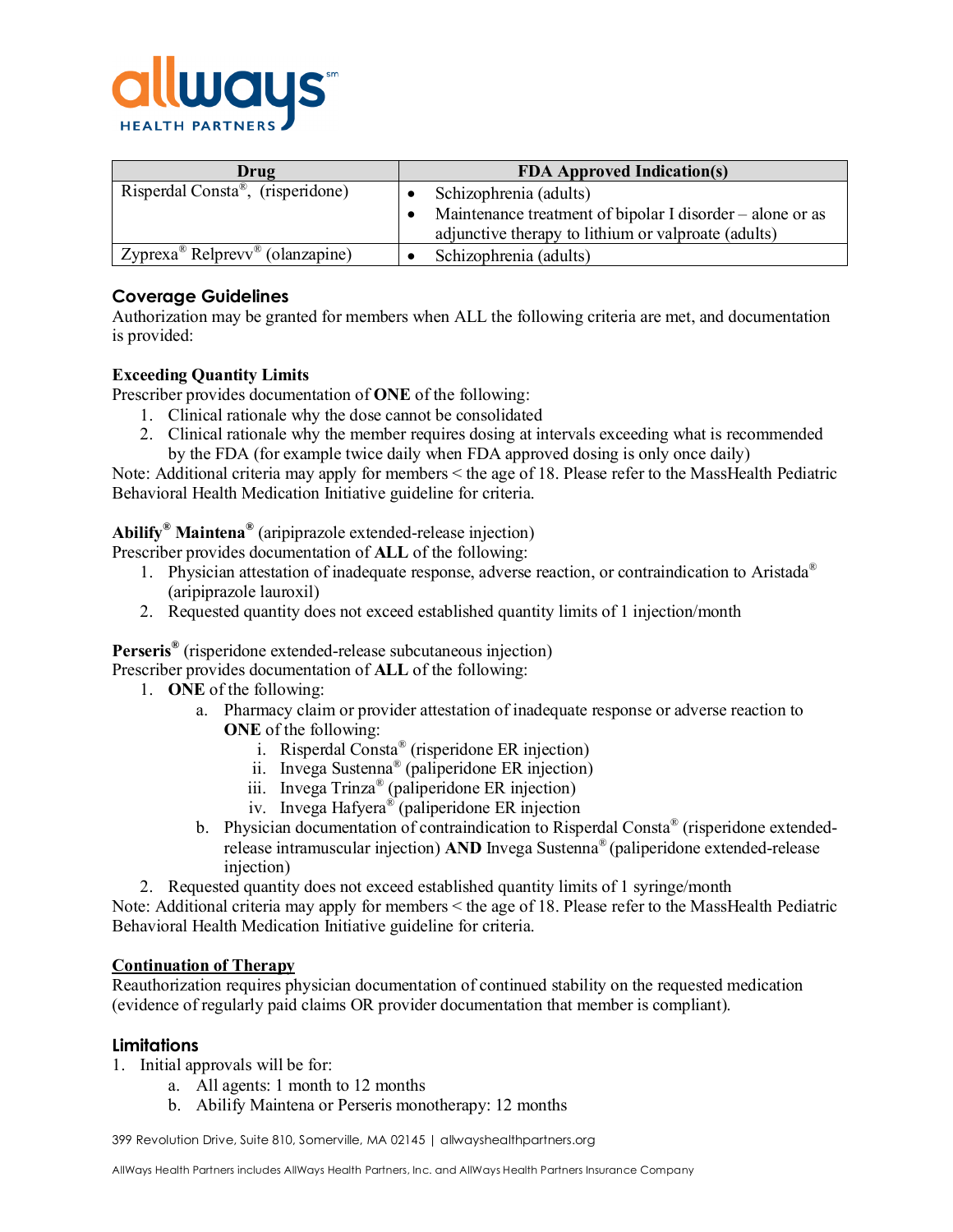| Drug | FDA Approved Indication(s) |
|---|---|
| Risperdal Consta®, (risperidone) | • Schizophrenia (adults)<br>• Maintenance treatment of bipolar I disorder – alone or as adjunctive therapy to lithium or valproate (adults) |
| Zyprexa® Relprevv® (olanzapine) | • Schizophrenia (adults) |

## Coverage Guidelines

Authorization may be granted for members when ALL the following criteria are met, and documentation is provided:

**Exceeding Quantity Limits**

Prescriber provides documentation of **ONE** of the following:

1. Clinical rationale why the dose cannot be consolidated
2. Clinical rationale why the member requires dosing at intervals exceeding what is recommended by the FDA (for example twice daily when FDA approved dosing is only once daily)

Note: Additional criteria may apply for members < the age of 18. Please refer to the MassHealth Pediatric Behavioral Health Medication Initiative guideline for criteria.

**Abilify® Maintena®** (aripiprazole extended-release injection)

Prescriber provides documentation of **ALL** of the following:

1. Physician attestation of inadequate response, adverse reaction, or contraindication to Aristada® (aripiprazole lauroxil)
2. Requested quantity does not exceed established quantity limits of 1 injection/month

**Perseris®** (risperidone extended-release subcutaneous injection)

Prescriber provides documentation of **ALL** of the following:

1. **ONE** of the following:
   a. Pharmacy claim or provider attestation of inadequate response or adverse reaction to **ONE** of the following:
      i. Risperdal Consta® (risperidone ER injection)
      ii. Invega Sustenna® (paliperidone ER injection)
      iii. Invega Trinza® (paliperidone ER injection)
      iv. Invega Hafyera® (paliperidone ER injection
   b. Physician documentation of contraindication to Risperdal Consta® (risperidone extended-release intramuscular injection) **AND** Invega Sustenna® (paliperidone extended-release injection)
2. Requested quantity does not exceed established quantity limits of 1 syringe/month

Note: Additional criteria may apply for members < the age of 18. Please refer to the MassHealth Pediatric Behavioral Health Medication Initiative guideline for criteria.

**Continuation of Therapy**

Reauthorization requires physician documentation of continued stability on the requested medication (evidence of regularly paid claims OR provider documentation that member is compliant).

## Limitations

1. Initial approvals will be for:
   a. All agents: 1 month to 12 months
   b. Abilify Maintena or Perseris monotherapy: 12 months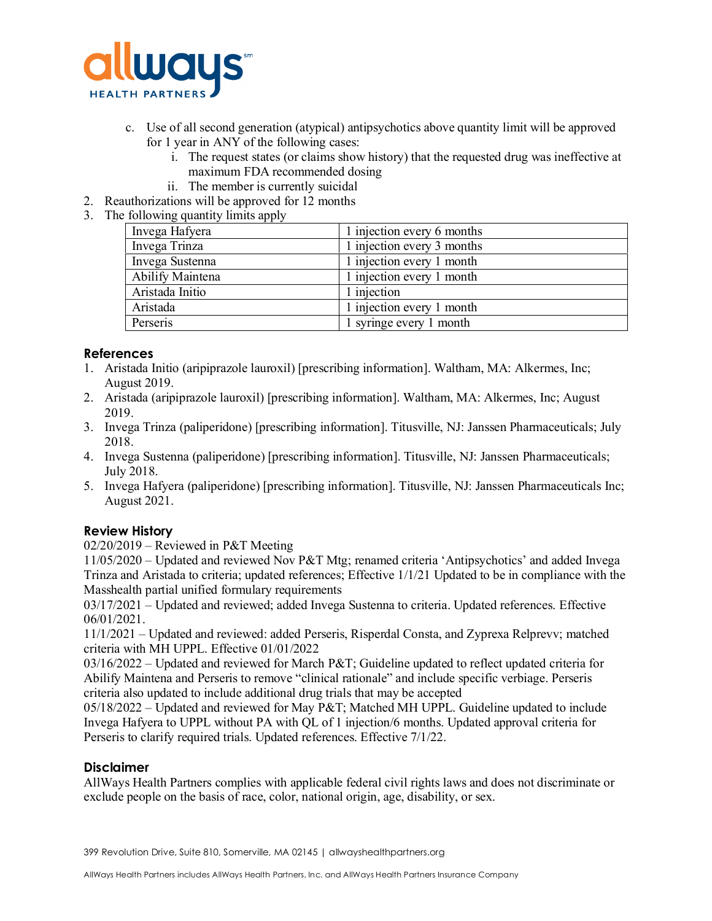c. Use of all second generation (atypical) antipsychotics above quantity limit will be approved for 1 year in ANY of the following cases:
      i. The request states (or claims show history) that the requested drug was ineffective at maximum FDA recommended dosing
      ii. The member is currently suicidal

2. Reauthorizations will be approved for 12 months
3. The following quantity limits apply

| | |
|---|---|
| Invega Hafyera | 1 injection every 6 months |
| Invega Trinza | 1 injection every 3 months |
| Invega Sustenna | 1 injection every 1 month |
| Abilify Maintena | 1 injection every 1 month |
| Aristada Initio | 1 injection |
| Aristada | 1 injection every 1 month |
| Perseris | 1 syringe every 1 month |

## References

1. Aristada Initio (aripiprazole lauroxil) [prescribing information]. Waltham, MA: Alkermes, Inc; August 2019.
2. Aristada (aripiprazole lauroxil) [prescribing information]. Waltham, MA: Alkermes, Inc; August 2019.
3. Invega Trinza (paliperidone) [prescribing information]. Titusville, NJ: Janssen Pharmaceuticals; July 2018.
4. Invega Sustenna (paliperidone) [prescribing information]. Titusville, NJ: Janssen Pharmaceuticals; July 2018.
5. Invega Hafyera (paliperidone) [prescribing information]. Titusville, NJ: Janssen Pharmaceuticals Inc; August 2021.

## Review History

02/20/2019 – Reviewed in P&T Meeting

11/05/2020 – Updated and reviewed Nov P&T Mtg; renamed criteria 'Antipsychotics' and added Invega Trinza and Aristada to criteria; updated references; Effective 1/1/21 Updated to be in compliance with the Masshealth partial unified formulary requirements

03/17/2021 – Updated and reviewed; added Invega Sustenna to criteria. Updated references. Effective 06/01/2021.

11/1/2021 – Updated and reviewed: added Perseris, Risperdal Consta, and Zyprexa Relprevv; matched criteria with MH UPPL. Effective 01/01/2022

03/16/2022 – Updated and reviewed for March P&T; Guideline updated to reflect updated criteria for Abilify Maintena and Perseris to remove "clinical rationale" and include specific verbiage. Perseris criteria also updated to include additional drug trials that may be accepted

05/18/2022 – Updated and reviewed for May P&T; Matched MH UPPL. Guideline updated to include Invega Hafyera to UPPL without PA with QL of 1 injection/6 months. Updated approval criteria for Perseris to clarify required trials. Updated references. Effective 7/1/22.

## Disclaimer

AllWays Health Partners complies with applicable federal civil rights laws and does not discriminate or exclude people on the basis of race, color, national origin, age, disability, or sex.